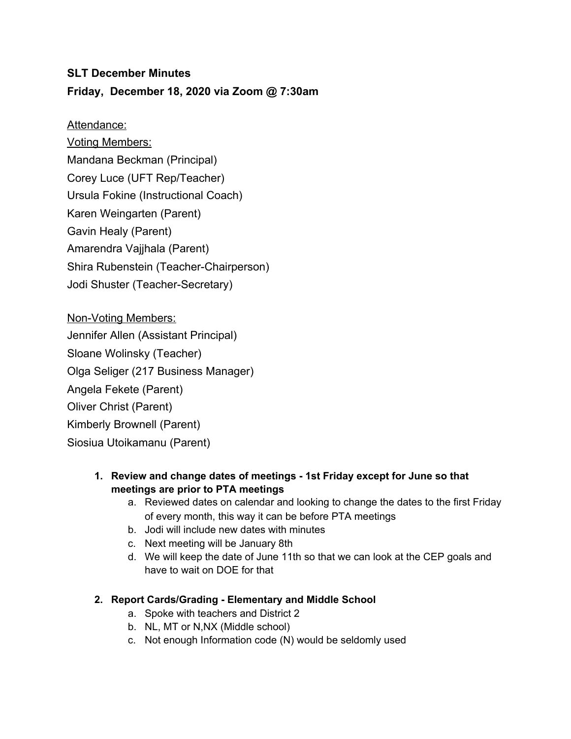**SLT December Minutes**

**Friday, December 18, 2020 via Zoom @ 7:30am**

Attendance:

Voting Members:

Mandana Beckman (Principal)

Corey Luce (UFT Rep/Teacher)

Ursula Fokine (Instructional Coach)

Karen Weingarten (Parent)

Gavin Healy (Parent)

Amarendra Vajjhala (Parent)

Shira Rubenstein (Teacher-Chairperson)

Jodi Shuster (Teacher-Secretary)

Non-Voting Members:

Jennifer Allen (Assistant Principal)

Sloane Wolinsky (Teacher)

Olga Seliger (217 Business Manager)

Angela Fekete (Parent)

Oliver Christ (Parent)

Kimberly Brownell (Parent)

Siosiua Utoikamanu (Parent)

1. **Review and change dates of meetings - 1st Friday except for June so that meetings are prior to PTA meetings**
   a. Reviewed dates on calendar and looking to change the dates to the first Friday of every month, this way it can be before PTA meetings
   b. Jodi will include new dates with minutes
   c. Next meeting will be January 8th
   d. We will keep the date of June 11th so that we can look at the CEP goals and have to wait on DOE for that

2. **Report Cards/Grading - Elementary and Middle School**
   a. Spoke with teachers and District 2
   b. NL, MT or N,NX (Middle school)
   c. Not enough Information code (N) would be seldomly used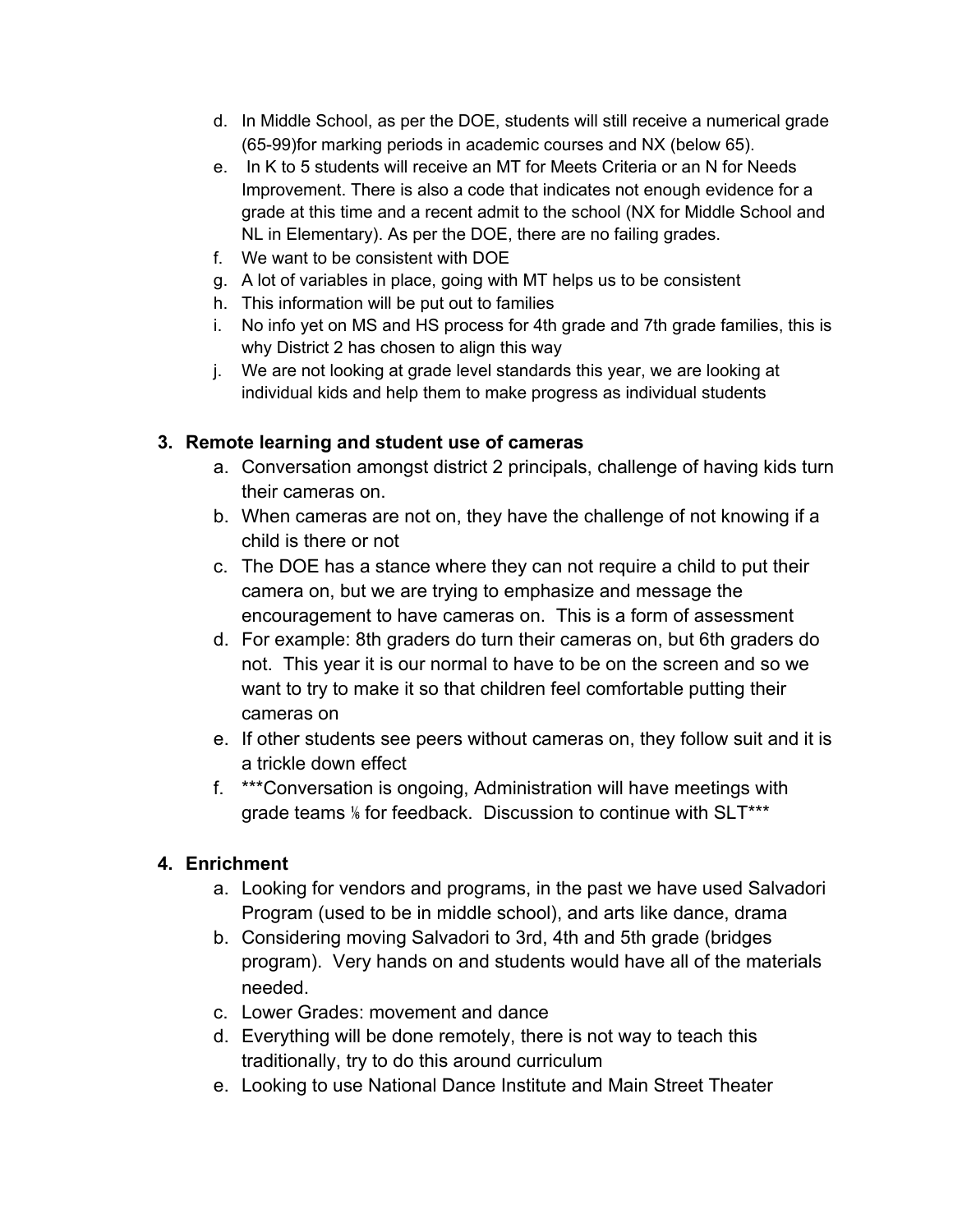d. In Middle School, as per the DOE, students will still receive a numerical grade (65-99)for marking periods in academic courses and NX (below 65).
e. In K to 5 students will receive an MT for Meets Criteria or an N for Needs Improvement. There is also a code that indicates not enough evidence for a grade at this time and a recent admit to the school (NX for Middle School and NL in Elementary). As per the DOE, there are no failing grades.
f. We want to be consistent with DOE
g. A lot of variables in place, going with MT helps us to be consistent
h. This information will be put out to families
i. No info yet on MS and HS process for 4th grade and 7th grade families, this is why District 2 has chosen to align this way
j. We are not looking at grade level standards this year, we are looking at individual kids and help them to make progress as individual students

**3. Remote learning and student use of cameras**

a. Conversation amongst district 2 principals, challenge of having kids turn their cameras on.
b. When cameras are not on, they have the challenge of not knowing if a child is there or not
c. The DOE has a stance where they can not require a child to put their camera on, but we are trying to emphasize and message the encouragement to have cameras on. This is a form of assessment
d. For example: 8th graders do turn their cameras on, but 6th graders do not. This year it is our normal to have to be on the screen and so we want to try to make it so that children feel comfortable putting their cameras on
e. If other students see peers without cameras on, they follow suit and it is a trickle down effect
f. ***Conversation is ongoing, Administration will have meetings with grade teams ⅙ for feedback. Discussion to continue with SLT***

**4. Enrichment**

a. Looking for vendors and programs, in the past we have used Salvadori Program (used to be in middle school), and arts like dance, drama
b. Considering moving Salvadori to 3rd, 4th and 5th grade (bridges program). Very hands on and students would have all of the materials needed.
c. Lower Grades: movement and dance
d. Everything will be done remotely, there is not way to teach this traditionally, try to do this around curriculum
e. Looking to use National Dance Institute and Main Street Theater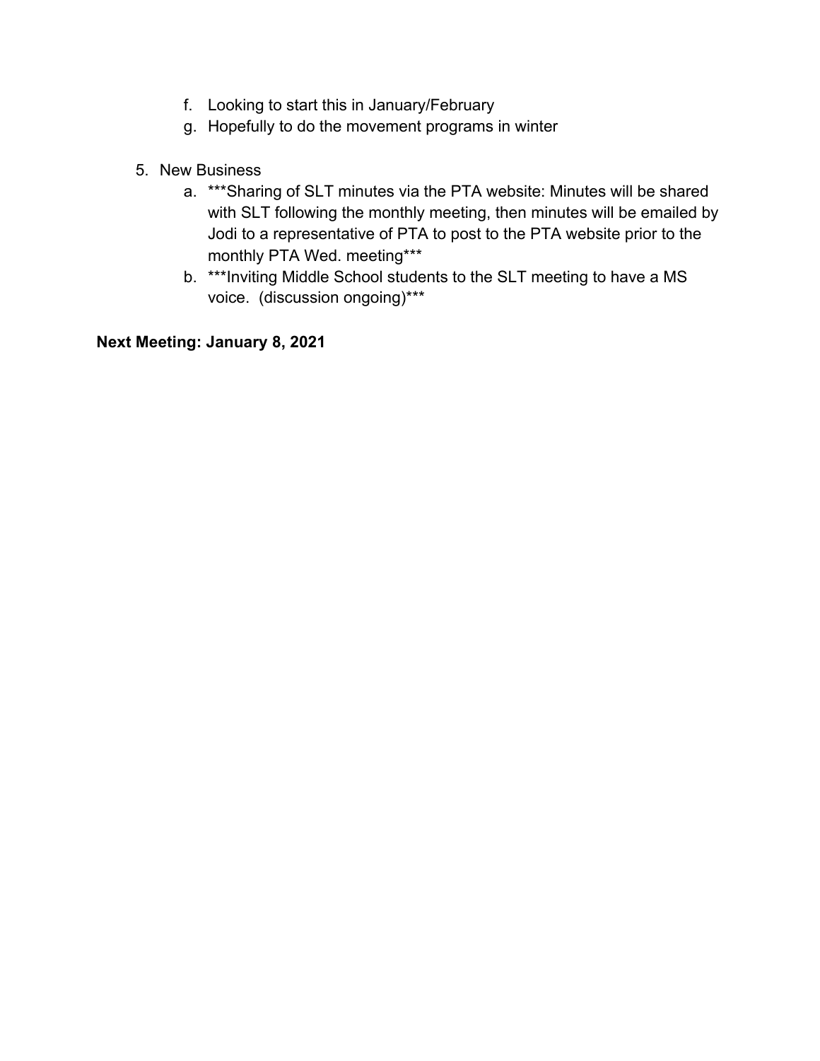f. Looking to start this in January/February
g. Hopefully to do the movement programs in winter

5. New Business
   a. ***Sharing of SLT minutes via the PTA website: Minutes will be shared with SLT following the monthly meeting, then minutes will be emailed by Jodi to a representative of PTA to post to the PTA website prior to the monthly PTA Wed. meeting***
   b. ***Inviting Middle School students to the SLT meeting to have a MS voice. (discussion ongoing)***

**Next Meeting: January 8, 2021**